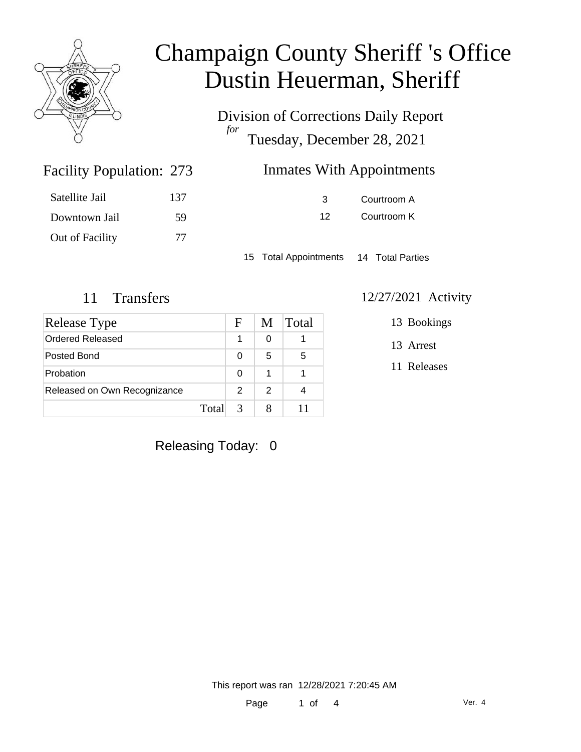# Champaign County Sheriff 's Office
# Dustin Heuerman, Sheriff

Division of Corrections Daily Report
*for*
Tuesday, December 28, 2021

## Facility Population: 273

| | |
|---|---|
| Satellite Jail | 137 |
| Downtown Jail | 59 |
| Out of Facility | 77 |

## Inmates With Appointments

| | |
|---|---|
| 3 | Courtroom A |
| 12 | Courtroom K |

15 Total Appointments 14 Total Parties

## 11 Transfers

| Release Type | F | M | Total |
|---|---|---|---|
| Ordered Released | 1 | 0 | 1 |
| Posted Bond | 0 | 5 | 5 |
| Probation | 0 | 1 | 1 |
| Released on Own Recognizance | 2 | 2 | 4 |
| Total | 3 | 8 | 11 |

## 12/27/2021 Activity

13 Bookings

13 Arrest

11 Releases

Releasing Today: 0

This report was ran 12/28/2021 7:20:45 AM

Ver. 4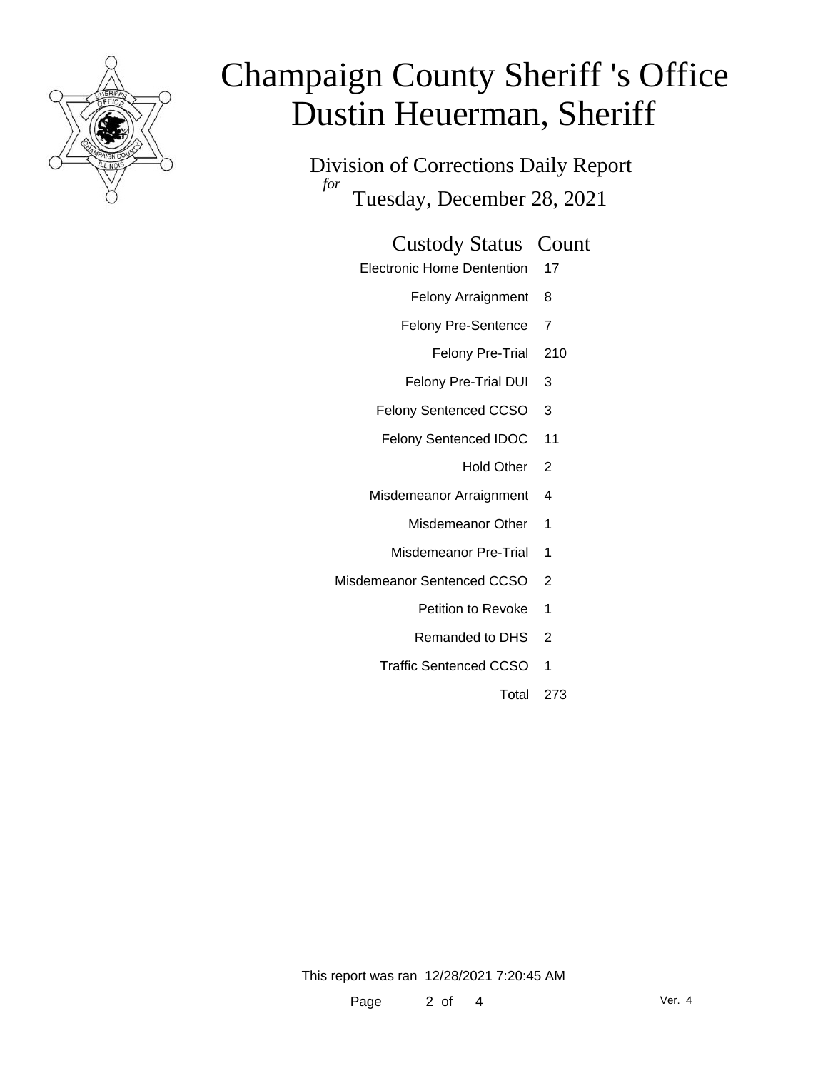# Champaign County Sheriff 's Office
# Dustin Heuerman, Sheriff

Division of Corrections Daily Report

*for*

Tuesday, December 28, 2021

| Custody Status | Count |
|---|---|
| Electronic Home Dentention | 17 |
| Felony Arraignment | 8 |
| Felony Pre-Sentence | 7 |
| Felony Pre-Trial | 210 |
| Felony Pre-Trial DUI | 3 |
| Felony Sentenced CCSO | 3 |
| Felony Sentenced IDOC | 11 |
| Hold Other | 2 |
| Misdemeanor Arraignment | 4 |
| Misdemeanor Other | 1 |
| Misdemeanor Pre-Trial | 1 |
| Misdemeanor Sentenced CCSO | 2 |
| Petition to Revoke | 1 |
| Remanded to DHS | 2 |
| Traffic Sentenced CCSO | 1 |
| Total | 273 |

This report was ran 12/28/2021 7:20:45 AM

Ver. 4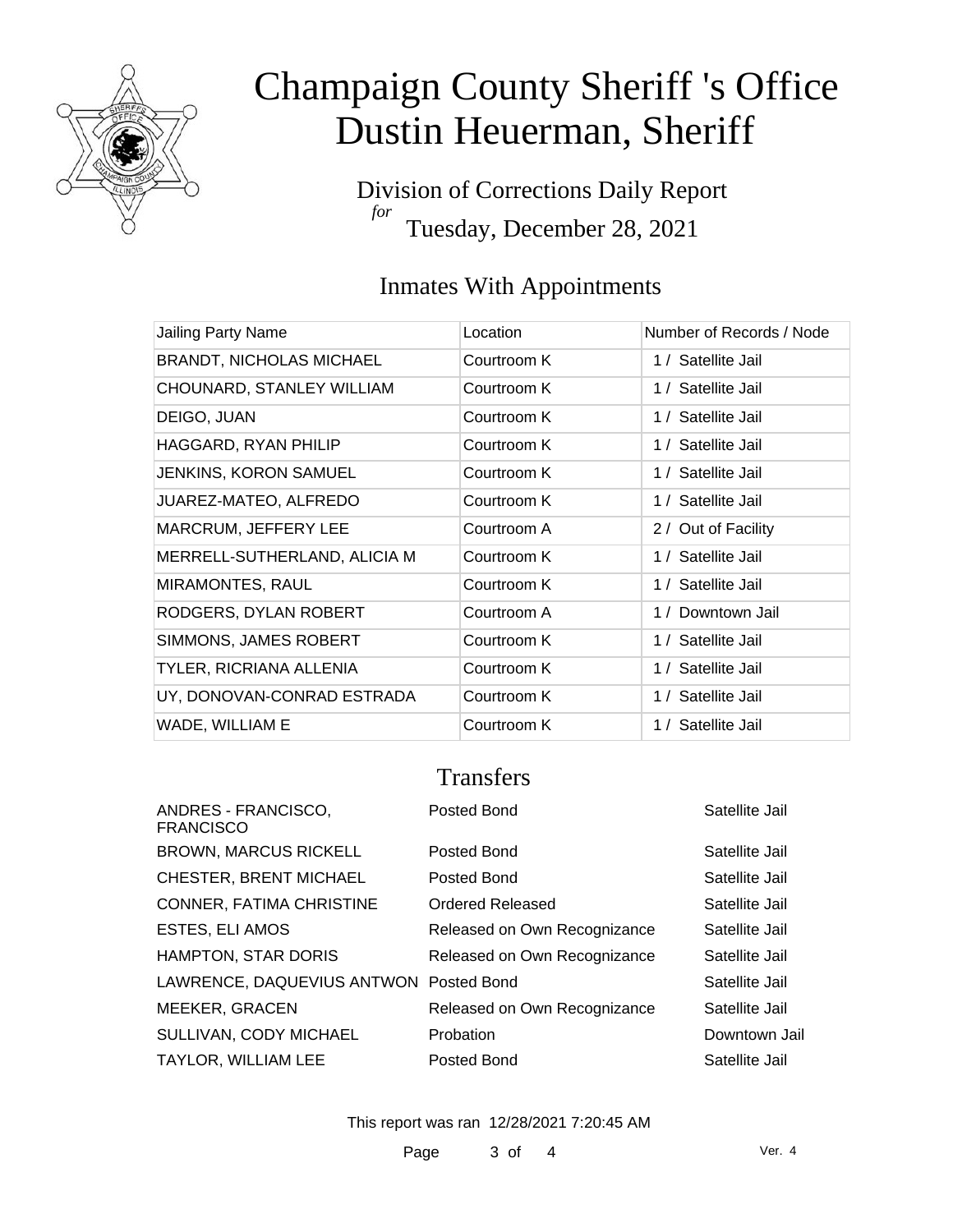# Champaign County Sheriff 's Office
# Dustin Heuerman, Sheriff

Division of Corrections Daily Report
*for*
Tuesday, December 28, 2021

## Inmates With Appointments

| Jailing Party Name | Location | Number of Records / Node |
|---|---|---|
| BRANDT, NICHOLAS MICHAEL | Courtroom K | 1 / Satellite Jail |
| CHOUNARD, STANLEY WILLIAM | Courtroom K | 1 / Satellite Jail |
| DEIGO, JUAN | Courtroom K | 1 / Satellite Jail |
| HAGGARD, RYAN PHILIP | Courtroom K | 1 / Satellite Jail |
| JENKINS, KORON SAMUEL | Courtroom K | 1 / Satellite Jail |
| JUAREZ-MATEO, ALFREDO | Courtroom K | 1 / Satellite Jail |
| MARCRUM, JEFFERY LEE | Courtroom A | 2 / Out of Facility |
| MERRELL-SUTHERLAND, ALICIA M | Courtroom K | 1 / Satellite Jail |
| MIRAMONTES, RAUL | Courtroom K | 1 / Satellite Jail |
| RODGERS, DYLAN ROBERT | Courtroom A | 1 / Downtown Jail |
| SIMMONS, JAMES ROBERT | Courtroom K | 1 / Satellite Jail |
| TYLER, RICRIANA ALLENIA | Courtroom K | 1 / Satellite Jail |
| UY, DONOVAN-CONRAD ESTRADA | Courtroom K | 1 / Satellite Jail |
| WADE, WILLIAM E | Courtroom K | 1 / Satellite Jail |

## Transfers

| | | |
|---|---|---|
| ANDRES - FRANCISCO, FRANCISCO | Posted Bond | Satellite Jail |
| BROWN, MARCUS RICKELL | Posted Bond | Satellite Jail |
| CHESTER, BRENT MICHAEL | Posted Bond | Satellite Jail |
| CONNER, FATIMA CHRISTINE | Ordered Released | Satellite Jail |
| ESTES, ELI AMOS | Released on Own Recognizance | Satellite Jail |
| HAMPTON, STAR DORIS | Released on Own Recognizance | Satellite Jail |
| LAWRENCE, DAQUEVIUS ANTWON | Posted Bond | Satellite Jail |
| MEEKER, GRACEN | Released on Own Recognizance | Satellite Jail |
| SULLIVAN, CODY MICHAEL | Probation | Downtown Jail |
| TAYLOR, WILLIAM LEE | Posted Bond | Satellite Jail |

This report was ran 12/28/2021 7:20:45 AM

Ver. 4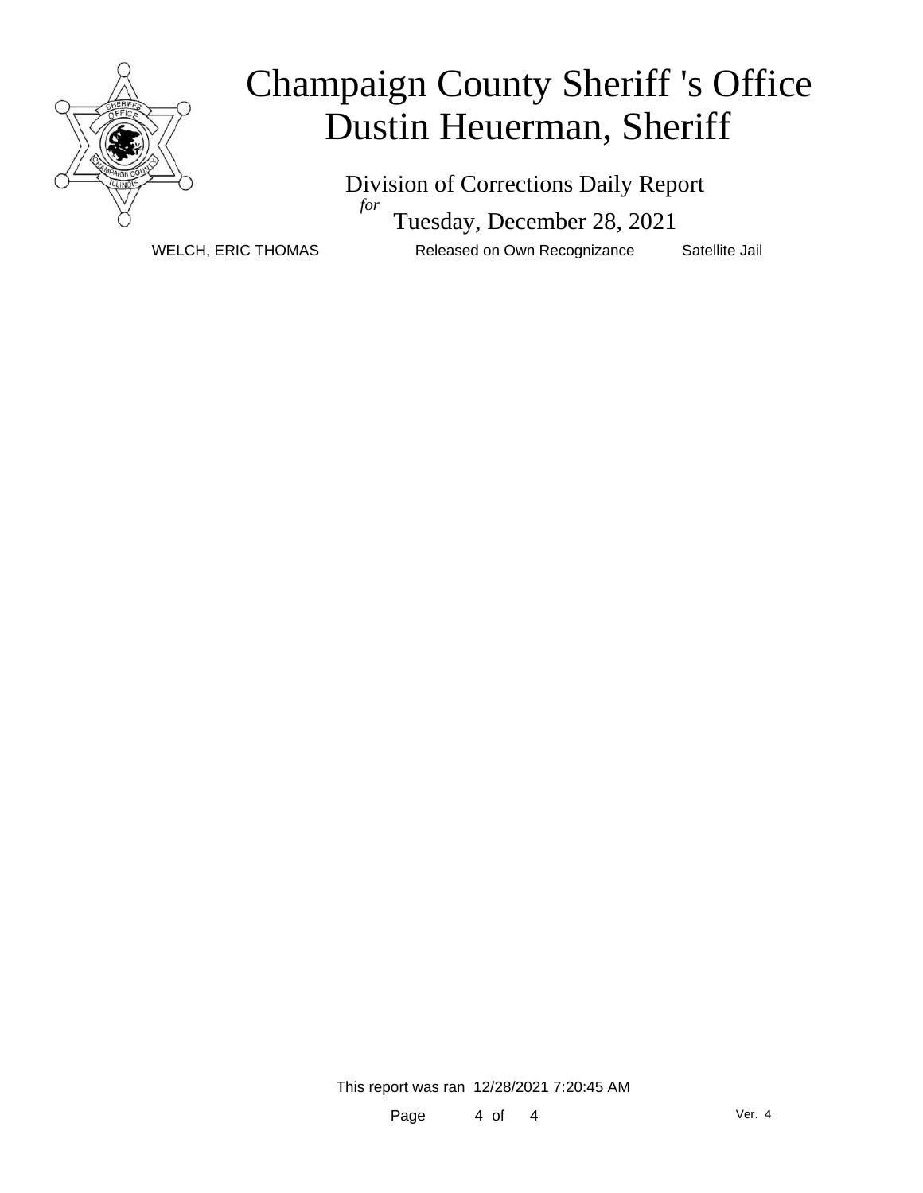# Champaign County Sheriff 's Office
# Dustin Heuerman, Sheriff

Division of Corrections Daily Report

*for* Tuesday, December 28, 2021

| | | |
|---|---|---|
| WELCH, ERIC THOMAS | Released on Own Recognizance | Satellite Jail |

This report was ran 12/28/2021 7:20:45 AM

Ver. 4